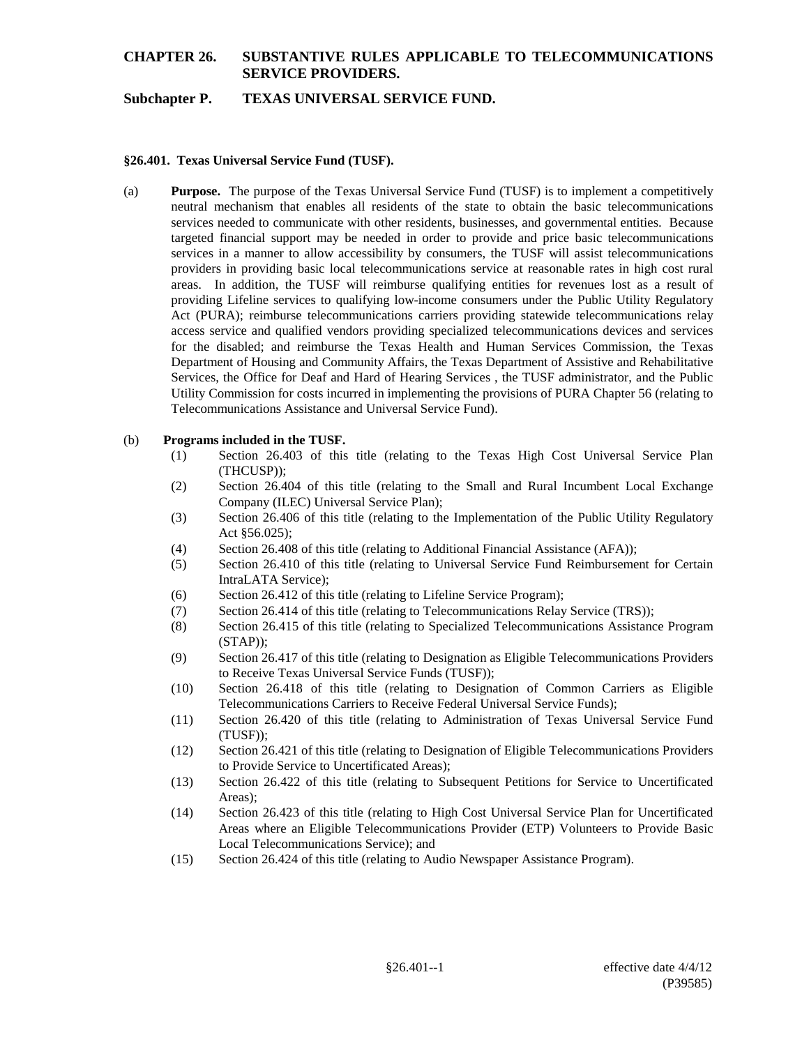# CHAPTER 26. SUBSTANTIVE RULES APPLICABLE TO TELECOMMUNICATIONS SERVICE PROVIDERS.

## Subchapter P. TEXAS UNIVERSAL SERVICE FUND.

### §26.401. Texas Universal Service Fund (TUSF).

(a) **Purpose.** The purpose of the Texas Universal Service Fund (TUSF) is to implement a competitively neutral mechanism that enables all residents of the state to obtain the basic telecommunications services needed to communicate with other residents, businesses, and governmental entities. Because targeted financial support may be needed in order to provide and price basic telecommunications services in a manner to allow accessibility by consumers, the TUSF will assist telecommunications providers in providing basic local telecommunications service at reasonable rates in high cost rural areas. In addition, the TUSF will reimburse qualifying entities for revenues lost as a result of providing Lifeline services to qualifying low-income consumers under the Public Utility Regulatory Act (PURA); reimburse telecommunications carriers providing statewide telecommunications relay access service and qualified vendors providing specialized telecommunications devices and services for the disabled; and reimburse the Texas Health and Human Services Commission, the Texas Department of Housing and Community Affairs, the Texas Department of Assistive and Rehabilitative Services, the Office for Deaf and Hard of Hearing Services , the TUSF administrator, and the Public Utility Commission for costs incurred in implementing the provisions of PURA Chapter 56 (relating to Telecommunications Assistance and Universal Service Fund).

(b) **Programs included in the TUSF.**

(1) Section 26.403 of this title (relating to the Texas High Cost Universal Service Plan (THCUSP));

(2) Section 26.404 of this title (relating to the Small and Rural Incumbent Local Exchange Company (ILEC) Universal Service Plan);

(3) Section 26.406 of this title (relating to the Implementation of the Public Utility Regulatory Act §56.025);

(4) Section 26.408 of this title (relating to Additional Financial Assistance (AFA));

(5) Section 26.410 of this title (relating to Universal Service Fund Reimbursement for Certain IntraLATA Service);

(6) Section 26.412 of this title (relating to Lifeline Service Program);

(7) Section 26.414 of this title (relating to Telecommunications Relay Service (TRS));

(8) Section 26.415 of this title (relating to Specialized Telecommunications Assistance Program (STAP));

(9) Section 26.417 of this title (relating to Designation as Eligible Telecommunications Providers to Receive Texas Universal Service Funds (TUSF));

(10) Section 26.418 of this title (relating to Designation of Common Carriers as Eligible Telecommunications Carriers to Receive Federal Universal Service Funds);

(11) Section 26.420 of this title (relating to Administration of Texas Universal Service Fund (TUSF));

(12) Section 26.421 of this title (relating to Designation of Eligible Telecommunications Providers to Provide Service to Uncertificated Areas);

(13) Section 26.422 of this title (relating to Subsequent Petitions for Service to Uncertificated Areas);

(14) Section 26.423 of this title (relating to High Cost Universal Service Plan for Uncertificated Areas where an Eligible Telecommunications Provider (ETP) Volunteers to Provide Basic Local Telecommunications Service); and

(15) Section 26.424 of this title (relating to Audio Newspaper Assistance Program).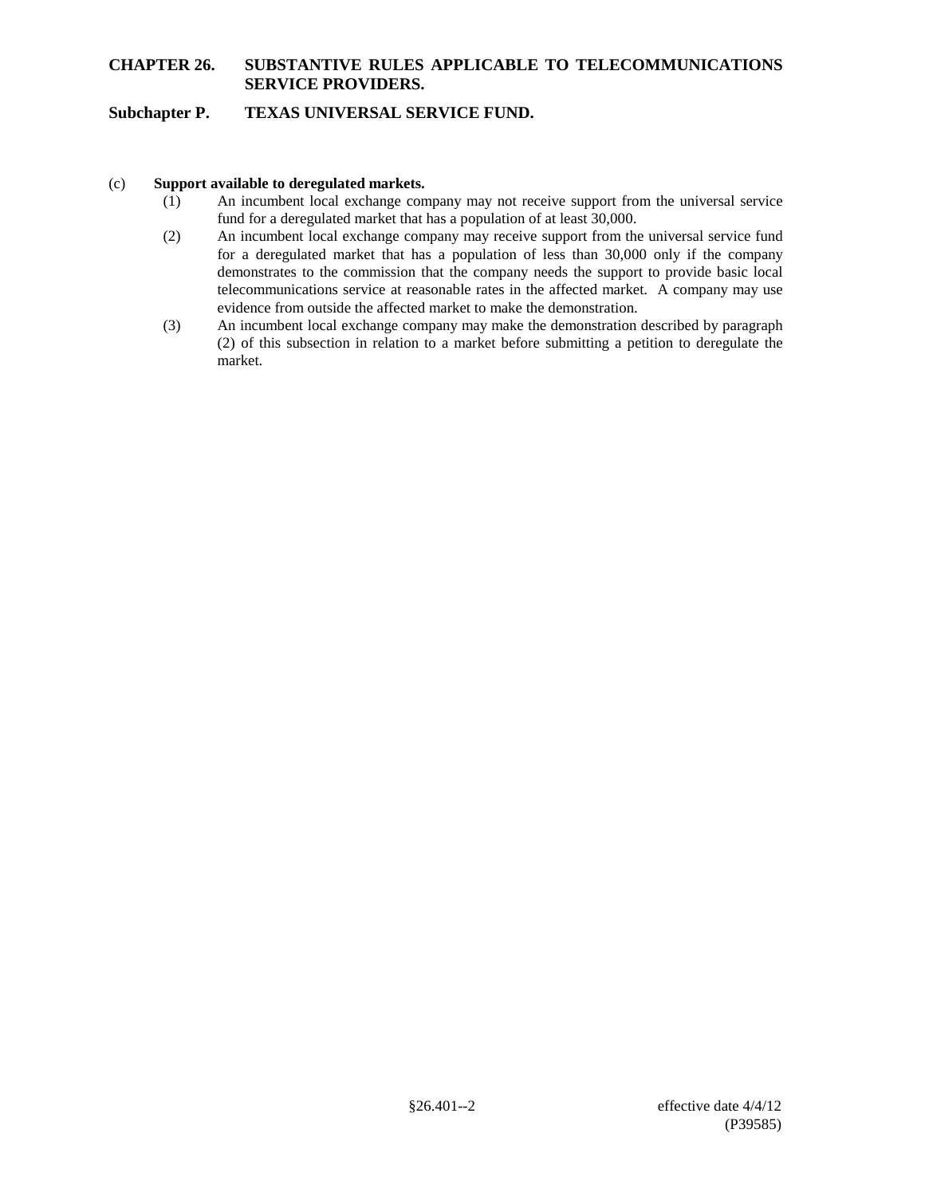(c) **Support available to deregulated markets.**

(1) An incumbent local exchange company may not receive support from the universal service fund for a deregulated market that has a population of at least 30,000.

(2) An incumbent local exchange company may receive support from the universal service fund for a deregulated market that has a population of less than 30,000 only if the company demonstrates to the commission that the company needs the support to provide basic local telecommunications service at reasonable rates in the affected market. A company may use evidence from outside the affected market to make the demonstration.

(3) An incumbent local exchange company may make the demonstration described by paragraph (2) of this subsection in relation to a market before submitting a petition to deregulate the market.